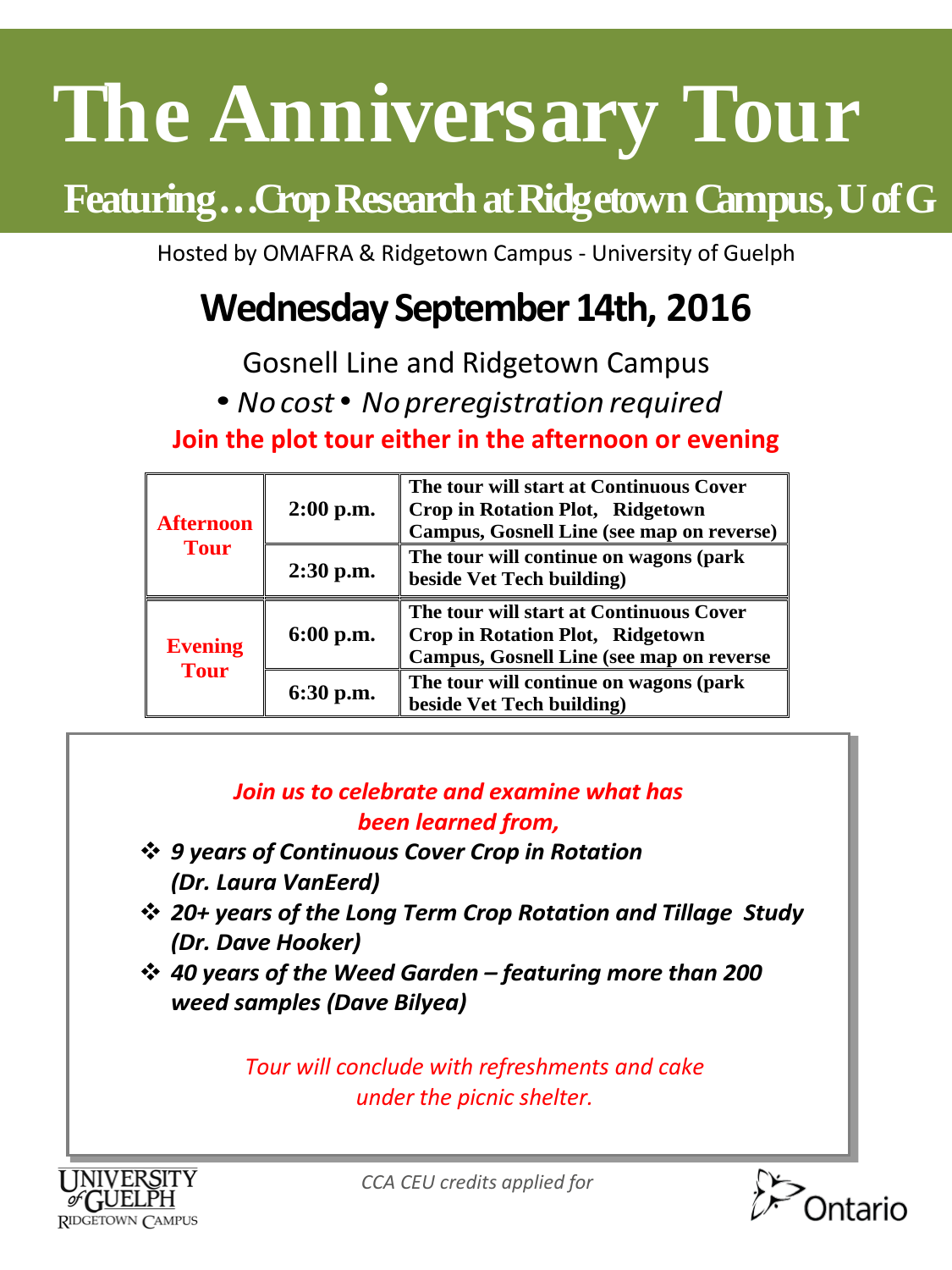# The Anniversary Tour

## Featuring…Crop Research at Ridgetown Campus, U of G

Hosted by OMAFRA & Ridgetown Campus - University of Guelph

## Wednesday September 14th, 2016

Gosnell Line and Ridgetown Campus

• *No cost* • *No preregistration required*

**Join the plot tour either in the afternoon or evening**

| | | |
|---|---|---|
| **Afternoon Tour** | **2:00 p.m.** | **The tour will start at Continuous Cover Crop in Rotation Plot, Ridgetown Campus, Gosnell Line (see map on reverse)** |
| | **2:30 p.m.** | **The tour will continue on wagons (park beside Vet Tech building)** |
| **Evening Tour** | **6:00 p.m.** | **The tour will start at Continuous Cover Crop in Rotation Plot, Ridgetown Campus, Gosnell Line (see map on reverse** |
| | **6:30 p.m.** | **The tour will continue on wagons (park beside Vet Tech building)** |

***Join us to celebrate and examine what has been learned from,***

- ***9 years of Continuous Cover Crop in Rotation (Dr. Laura VanEerd)***
- ***20+ years of the Long Term Crop Rotation and Tillage Study (Dr. Dave Hooker)***
- ***40 years of the Weed Garden – featuring more than 200 weed samples (Dave Bilyea)***

*Tour will conclude with refreshments and cake under the picnic shelter.*

University of Guelph Ridgetown Campus

*CCA CEU credits applied for*

Ontario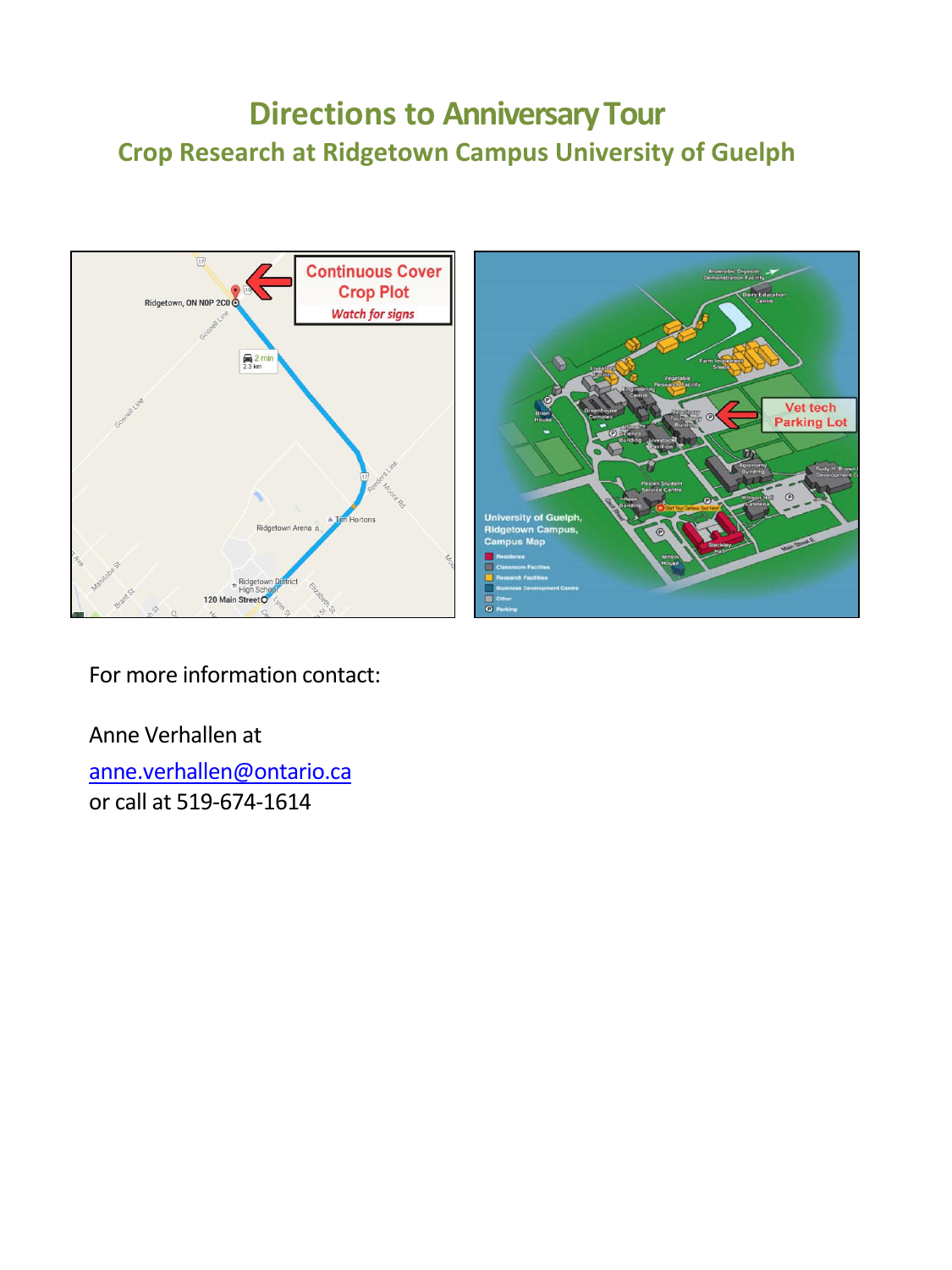# Directions to Anniversary Tour

## Crop Research at Ridgetown Campus University of Guelph

Continuous Cover Crop Plot

*Watch for signs*

Ridgetown, ON N0P 2C0

2 min
2.3 km

Tim Hortons

Ridgetown Arena

Ridgetown District High School

120 Main Street

Vet tech Parking Lot

University of Guelph, Ridgetown Campus, Campus Map

Residence

Classroom Facilities

Research Facilities

Business Development Centre

Other

Parking

For more information contact:

Anne Verhallen at
anne.verhallen@ontario.ca
or call at 519-674-1614